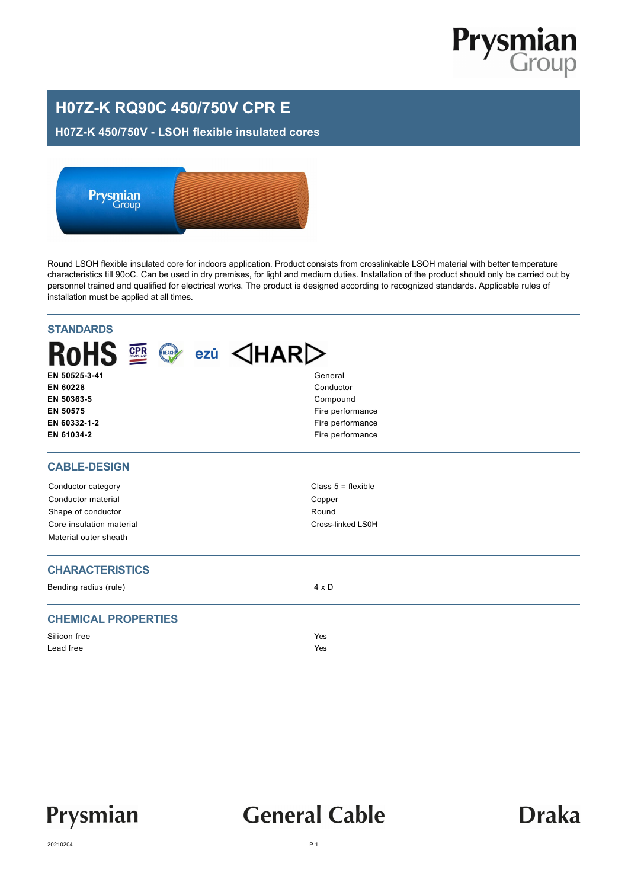# H07Z-K RQ90C 450/750V CPR E

## H07Z-K 450/750V - LSOH flexible insulated cores

Round LSOH flexible insulated core for indoors application. Product consists from crosslinkable LSOH material with better temperature characteristics till 90oC. Can be used in dry premises, for light and medium duties. Installation of the product should only be carried out by personnel trained and qualified for electrical works. The product is designed according to recognized standards. Applicable rules of installation must be applied at all times.

## STANDARDS

RoHS CPR REACH ezü HAR

| | |
|---|---|
| **EN 50525-3-41** | General |
| **EN 60228** | Conductor |
| **EN 50363-5** | Compound |
| **EN 50575** | Fire performance |
| **EN 60332-1-2** | Fire performance |
| **EN 61034-2** | Fire performance |

## CABLE-DESIGN

| | |
|---|---|
| Conductor category | Class 5 = flexible |
| Conductor material | Copper |
| Shape of conductor | Round |
| Core insulation material | Cross-linked LS0H |
| Material outer sheath | |

## CHARACTERISTICS

| | |
|---|---|
| Bending radius (rule) | 4 x D |

## CHEMICAL PROPERTIES

| | |
|---|---|
| Silicon free | Yes |
| Lead free | Yes |

Prysmian General Cable Draka

20210204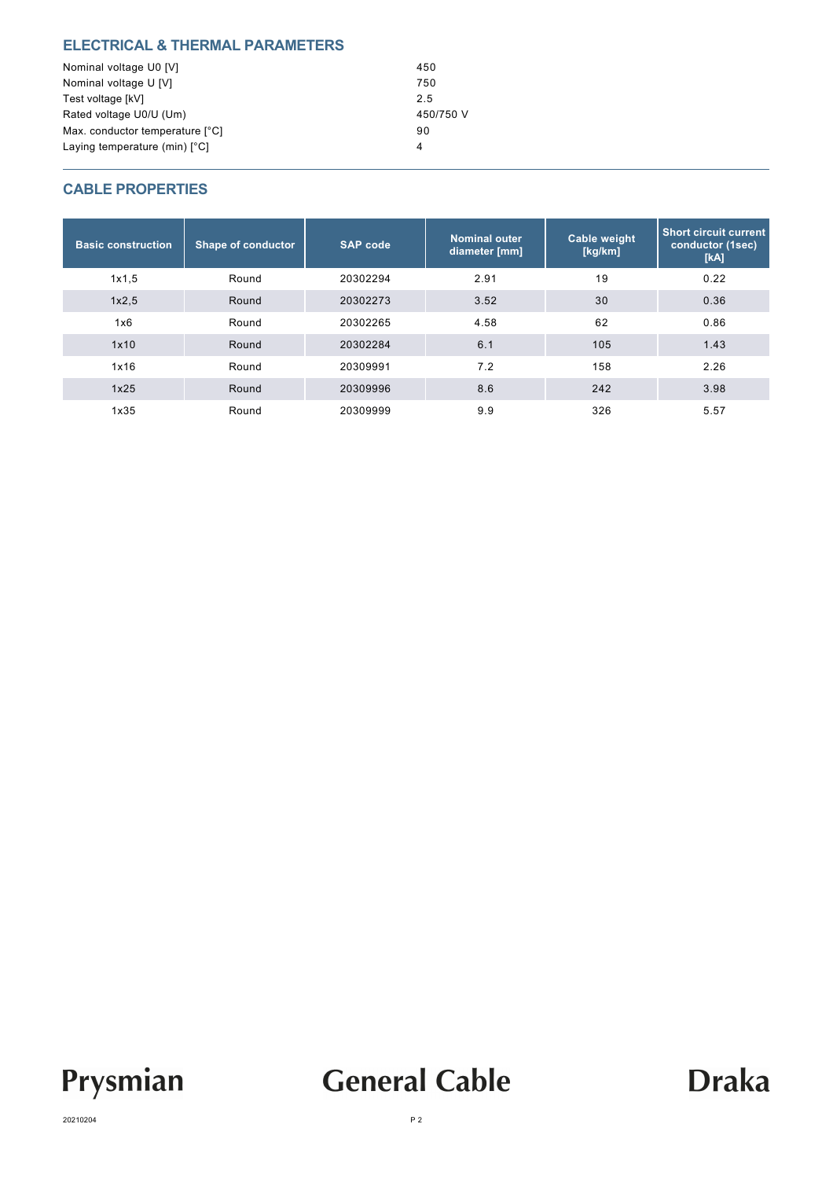## ELECTRICAL & THERMAL PARAMETERS

| | |
|---|---|
| Nominal voltage U0 [V] | 450 |
| Nominal voltage U [V] | 750 |
| Test voltage [kV] | 2.5 |
| Rated voltage U0/U (Um) | 450/750 V |
| Max. conductor temperature [°C] | 90 |
| Laying temperature (min) [°C] | 4 |

## CABLE PROPERTIES

| Basic construction | Shape of conductor | SAP code | Nominal outer diameter [mm] | Cable weight [kg/km] | Short circuit current conductor (1sec) [kA] |
|---|---|---|---|---|---|
| 1x1,5 | Round | 20302294 | 2.91 | 19 | 0.22 |
| 1x2,5 | Round | 20302273 | 3.52 | 30 | 0.36 |
| 1x6 | Round | 20302265 | 4.58 | 62 | 0.86 |
| 1x10 | Round | 20302284 | 6.1 | 105 | 1.43 |
| 1x16 | Round | 20309991 | 7.2 | 158 | 2.26 |
| 1x25 | Round | 20309996 | 8.6 | 242 | 3.98 |
| 1x35 | Round | 20309999 | 9.9 | 326 | 5.57 |

Prysmian General Cable Draka

20210204